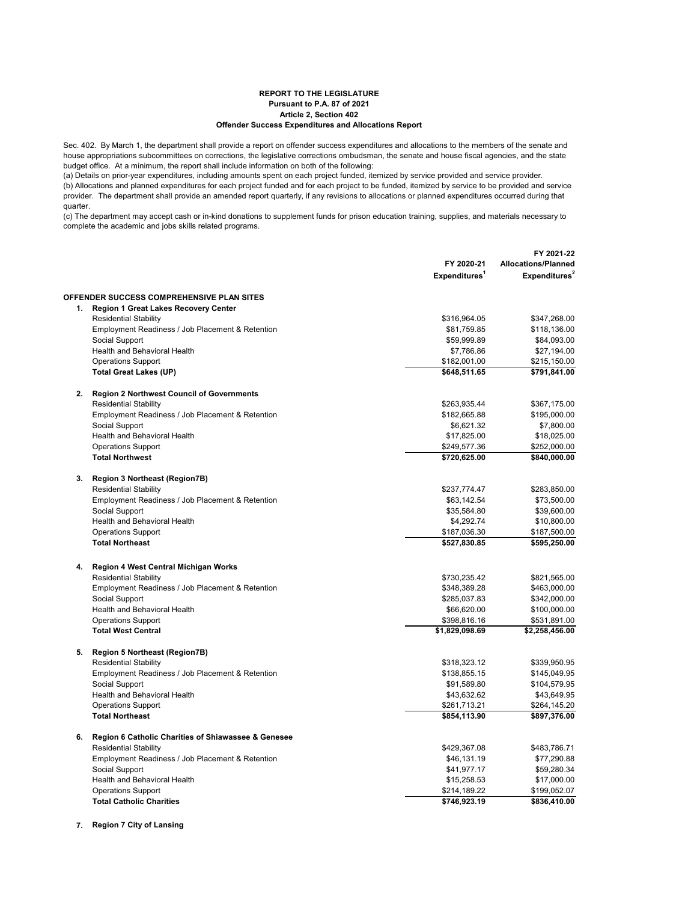**REPORT TO THE LEGISLATURE**
**Pursuant to P.A. 87 of 2021**
**Article 2, Section 402**
**Offender Success Expenditures and Allocations Report**

Sec. 402. By March 1, the department shall provide a report on offender success expenditures and allocations to the members of the senate and house appropriations subcommittees on corrections, the legislative corrections ombudsman, the senate and house fiscal agencies, and the state budget office. At a minimum, the report shall include information on both of the following:
(a) Details on prior-year expenditures, including amounts spent on each project funded, itemized by service provided and service provider.
(b) Allocations and planned expenditures for each project funded and for each project to be funded, itemized by service to be provided and service provider. The department shall provide an amended report quarterly, if any revisions to allocations or planned expenditures occurred during that quarter.
(c) The department may accept cash or in-kind donations to supplement funds for prison education training, supplies, and materials necessary to complete the academic and jobs skills related programs.

| | | FY 2020-21 Expenditures[1] | FY 2021-22 Allocations/Planned Expenditures[2] |
|---|---|---|---|
| **OFFENDER SUCCESS COMPREHENSIVE PLAN SITES** | | | |
| **1.** | **Region 1 Great Lakes Recovery Center** | | |
| | Residential Stability | $316,964.05 | $347,268.00 |
| | Employment Readiness / Job Placement & Retention | $81,759.85 | $118,136.00 |
| | Social Support | $59,999.89 | $84,093.00 |
| | Health and Behavioral Health | $7,786.86 | $27,194.00 |
| | Operations Support | $182,001.00 | $215,150.00 |
| | **Total Great Lakes (UP)** | **$648,511.65** | **$791,841.00** |
| **2.** | **Region 2 Northwest Council of Governments** | | |
| | Residential Stability | $263,935.44 | $367,175.00 |
| | Employment Readiness / Job Placement & Retention | $182,665.88 | $195,000.00 |
| | Social Support | $6,621.32 | $7,800.00 |
| | Health and Behavioral Health | $17,825.00 | $18,025.00 |
| | Operations Support | $249,577.36 | $252,000.00 |
| | **Total Northwest** | **$720,625.00** | **$840,000.00** |
| **3.** | **Region 3 Northeast (Region7B)** | | |
| | Residential Stability | $237,774.47 | $283,850.00 |
| | Employment Readiness / Job Placement & Retention | $63,142.54 | $73,500.00 |
| | Social Support | $35,584.80 | $39,600.00 |
| | Health and Behavioral Health | $4,292.74 | $10,800.00 |
| | Operations Support | $187,036.30 | $187,500.00 |
| | **Total Northeast** | **$527,830.85** | **$595,250.00** |
| **4.** | **Region 4 West Central Michigan Works** | | |
| | Residential Stability | $730,235.42 | $821,565.00 |
| | Employment Readiness / Job Placement & Retention | $348,389.28 | $463,000.00 |
| | Social Support | $285,037.83 | $342,000.00 |
| | Health and Behavioral Health | $66,620.00 | $100,000.00 |
| | Operations Support | $398,816.16 | $531,891.00 |
| | **Total West Central** | **$1,829,098.69** | **$2,258,456.00** |
| **5.** | **Region 5 Northeast (Region7B)** | | |
| | Residential Stability | $318,323.12 | $339,950.95 |
| | Employment Readiness / Job Placement & Retention | $138,855.15 | $145,049.95 |
| | Social Support | $91,589.80 | $104,579.95 |
| | Health and Behavioral Health | $43,632.62 | $43,649.95 |
| | Operations Support | $261,713.21 | $264,145.20 |
| | **Total Northeast** | **$854,113.90** | **$897,376.00** |
| **6.** | **Region 6 Catholic Charities of Shiawassee & Genesee** | | |
| | Residential Stability | $429,367.08 | $483,786.71 |
| | Employment Readiness / Job Placement & Retention | $46,131.19 | $77,290.88 |
| | Social Support | $41,977.17 | $59,280.34 |
| | Health and Behavioral Health | $15,258.53 | $17,000.00 |
| | Operations Support | $214,189.22 | $199,052.07 |
| | **Total Catholic Charities** | **$746,923.19** | **$836,410.00** |
| **7.** | **Region 7 City of Lansing** | | |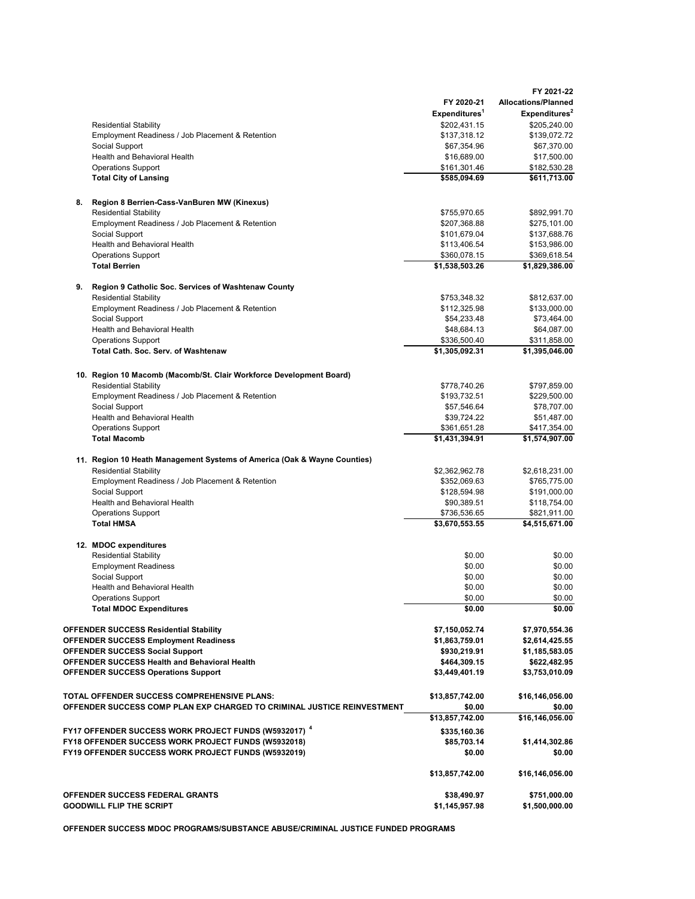| | FY 2020-21 Expenditures[1] | FY 2021-22 Allocations/Planned Expenditures[2] |
|---|---|---|
| Residential Stability | $202,431.15 | $205,240.00 |
| Employment Readiness / Job Placement & Retention | $137,318.12 | $139,072.72 |
| Social Support | $67,354.96 | $67,370.00 |
| Health and Behavioral Health | $16,689.00 | $17,500.00 |
| Operations Support | $161,301.46 | $182,530.28 |
| **Total City of Lansing** | **$585,094.69** | **$611,713.00** |
| | | |
| **8. Region 8 Berrien-Cass-VanBuren MW (Kinexus)** | | |
| Residential Stability | $755,970.65 | $892,991.70 |
| Employment Readiness / Job Placement & Retention | $207,368.88 | $275,101.00 |
| Social Support | $101,679.04 | $137,688.76 |
| Health and Behavioral Health | $113,406.54 | $153,986.00 |
| Operations Support | $360,078.15 | $369,618.54 |
| **Total Berrien** | **$1,538,503.26** | **$1,829,386.00** |
| | | |
| **9. Region 9 Catholic Soc. Services of Washtenaw County** | | |
| Residential Stability | $753,348.32 | $812,637.00 |
| Employment Readiness / Job Placement & Retention | $112,325.98 | $133,000.00 |
| Social Support | $54,233.48 | $73,464.00 |
| Health and Behavioral Health | $48,684.13 | $64,087.00 |
| Operations Support | $336,500.40 | $311,858.00 |
| **Total Cath. Soc. Serv. of Washtenaw** | **$1,305,092.31** | **$1,395,046.00** |
| | | |
| **10. Region 10 Macomb (Macomb/St. Clair Workforce Development Board)** | | |
| Residential Stability | $778,740.26 | $797,859.00 |
| Employment Readiness / Job Placement & Retention | $193,732.51 | $229,500.00 |
| Social Support | $57,546.64 | $78,707.00 |
| Health and Behavioral Health | $39,724.22 | $51,487.00 |
| Operations Support | $361,651.28 | $417,354.00 |
| **Total Macomb** | **$1,431,394.91** | **$1,574,907.00** |
| | | |
| **11. Region 10 Heath Management Systems of America (Oak & Wayne Counties)** | | |
| Residential Stability | $2,362,962.78 | $2,618,231.00 |
| Employment Readiness / Job Placement & Retention | $352,069.63 | $765,775.00 |
| Social Support | $128,594.98 | $191,000.00 |
| Health and Behavioral Health | $90,389.51 | $118,754.00 |
| Operations Support | $736,536.65 | $821,911.00 |
| **Total HMSA** | **$3,670,553.55** | **$4,515,671.00** |
| | | |
| **12. MDOC expenditures** | | |
| Residential Stability | $0.00 | $0.00 |
| Employment Readiness | $0.00 | $0.00 |
| Social Support | $0.00 | $0.00 |
| Health and Behavioral Health | $0.00 | $0.00 |
| Operations Support | $0.00 | $0.00 |
| **Total MDOC Expenditures** | **$0.00** | **$0.00** |
| | | |
| **OFFENDER SUCCESS Residential Stability** | **$7,150,052.74** | **$7,970,554.36** |
| **OFFENDER SUCCESS Employment Readiness** | **$1,863,759.01** | **$2,614,425.55** |
| **OFFENDER SUCCESS Social Support** | **$930,219.91** | **$1,185,583.05** |
| **OFFENDER SUCCESS Health and Behavioral Health** | **$464,309.15** | **$622,482.95** |
| **OFFENDER SUCCESS Operations Support** | **$3,449,401.19** | **$3,753,010.09** |
| | | |
| **TOTAL OFFENDER SUCCESS COMPREHENSIVE PLANS:** | **$13,857,742.00** | **$16,146,056.00** |
| **OFFENDER SUCCESS COMP PLAN EXP CHARGED TO CRIMINAL JUSTICE REINVESTMENT** | **$0.00** | **$0.00** |
| | **$13,857,742.00** | **$16,146,056.00** |
| | | |
| **FY17 OFFENDER SUCCESS WORK PROJECT FUNDS (W5932017)** [4] | **$335,160.36** | |
| **FY18 OFFENDER SUCCESS WORK PROJECT FUNDS (W5932018)** | **$85,703.14** | **$1,414,302.86** |
| **FY19 OFFENDER SUCCESS WORK PROJECT FUNDS (W5932019)** | **$0.00** | **$0.00** |
| | | |
| | **$13,857,742.00** | **$16,146,056.00** |
| | | |
| **OFFENDER SUCCESS FEDERAL GRANTS** | **$38,490.97** | **$751,000.00** |
| **GOODWILL FLIP THE SCRIPT** | **$1,145,957.98** | **$1,500,000.00** |

**OFFENDER SUCCESS MDOC PROGRAMS/SUBSTANCE ABUSE/CRIMINAL JUSTICE FUNDED PROGRAMS**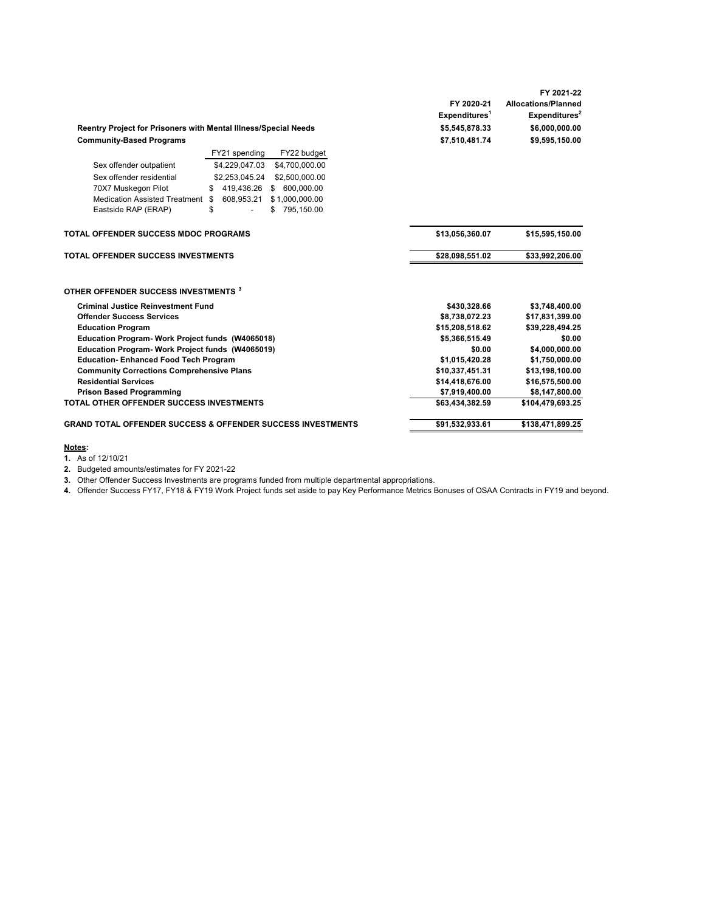| | FY 2020-21 Expenditures[1] | FY 2021-22 Allocations/Planned Expenditures[2] |
|---|---|---|
| **Reentry Project for Prisoners with Mental Illness/Special Needs** | **$5,545,878.33** | **$6,000,000.00** |
| **Community-Based Programs** | **$7,510,481.74** | **$9,595,150.00** |

| | FY21 spending | FY22 budget |
|---|---|---|
| Sex offender outpatient | $4,229,047.03 | $4,700,000.00 |
| Sex offender residential | $2,253,045.24 | $2,500,000.00 |
| 70X7 Muskegon Pilot | $ 419,436.26 | $ 600,000.00 |
| Medication Assisted Treatment | $ 608,953.21 | $ 1,000,000.00 |
| Eastside RAP (ERAP) | $ - | $ 795,150.00 |

| | FY 2020-21 Expenditures[1] | FY 2021-22 Allocations/Planned Expenditures[2] |
|---|---|---|
| **TOTAL OFFENDER SUCCESS MDOC PROGRAMS** | **$13,056,360.07** | **$15,595,150.00** |
| **TOTAL OFFENDER SUCCESS INVESTMENTS** | **$28,098,551.02** | **$33,992,206.00** |
| **OTHER OFFENDER SUCCESS INVESTMENTS [3]** | | |
| **Criminal Justice Reinvestment Fund** | **$430,328.66** | **$3,748,400.00** |
| **Offender Success Services** | **$8,738,072.23** | **$17,831,399.00** |
| **Education Program** | **$15,208,518.62** | **$39,228,494.25** |
| **Education Program- Work Project funds (W4065018)** | **$5,366,515.49** | **$0.00** |
| **Education Program- Work Project funds (W4065019)** | **$0.00** | **$4,000,000.00** |
| **Education- Enhanced Food Tech Program** | **$1,015,420.28** | **$1,750,000.00** |
| **Community Corrections Comprehensive Plans** | **$10,337,451.31** | **$13,198,100.00** |
| **Residential Services** | **$14,418,676.00** | **$16,575,500.00** |
| **Prison Based Programming** | **$7,919,400.00** | **$8,147,800.00** |
| **TOTAL OTHER OFFENDER SUCCESS INVESTMENTS** | **$63,434,382.59** | **$104,479,693.25** |
| **GRAND TOTAL OFFENDER SUCCESS & OFFENDER SUCCESS INVESTMENTS** | **$91,532,933.61** | **$138,471,899.25** |

**Notes:**

1. As of 12/10/21
2. Budgeted amounts/estimates for FY 2021-22
3. Other Offender Success Investments are programs funded from multiple departmental appropriations.
4. Offender Success FY17, FY18 & FY19 Work Project funds set aside to pay Key Performance Metrics Bonuses of OSAA Contracts in FY19 and beyond.